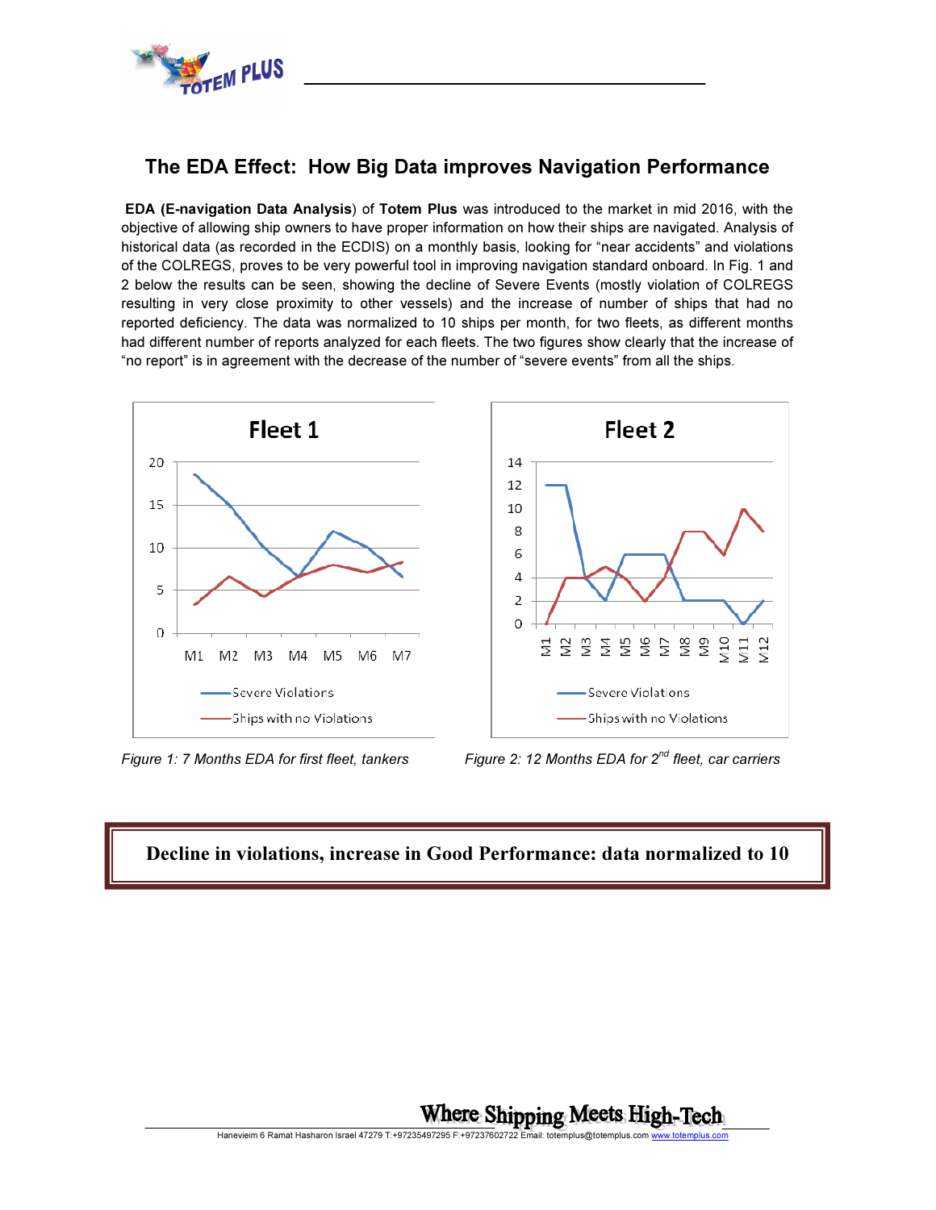# The EDA Effect: How Big Data improves Navigation Performance

**EDA (E-navigation Data Analysis**) of **Totem Plus** was introduced to the market in mid 2016, with the objective of allowing ship owners to have proper information on how their ships are navigated. Analysis of historical data (as recorded in the ECDIS) on a monthly basis, looking for "near accidents" and violations of the COLREGS, proves to be very powerful tool in improving navigation standard onboard. In Fig. 1 and 2 below the results can be seen, showing the decline of Severe Events (mostly violation of COLREGS resulting in very close proximity to other vessels) and the increase of number of ships that had no reported deficiency. The data was normalized to 10 ships per month, for two fleets, as different months had different number of reports analyzed for each fleets. The two figures show clearly that the increase of "no report" is in agreement with the decrease of the number of "severe events" from all the ships.

*Figure 1: 7 Months EDA for first fleet, tankers*

*Figure 2: 12 Months EDA for 2nd fleet, car carriers*

**Decline in violations, increase in Good Performance: data normalized to 10**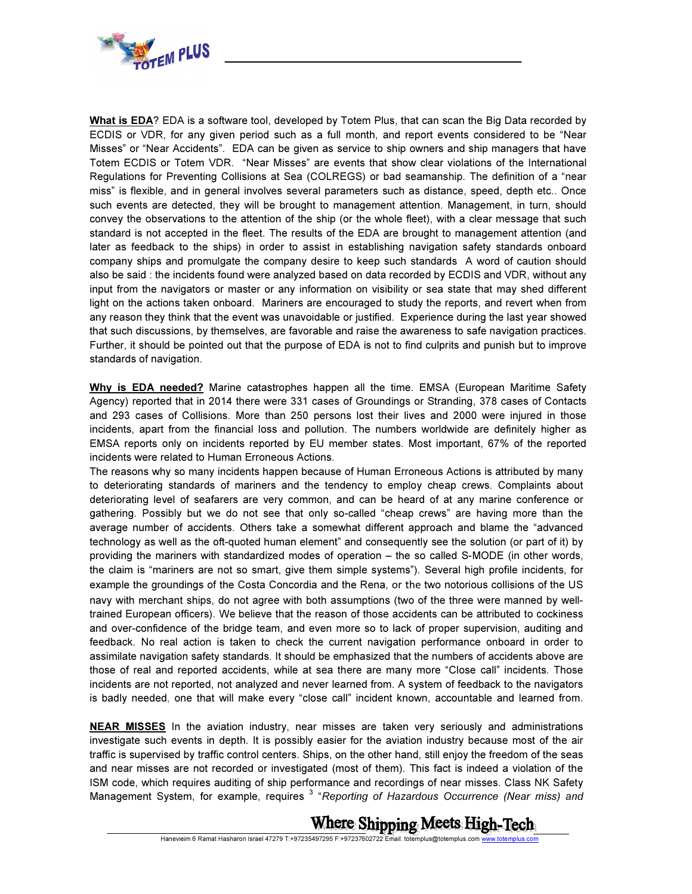**What is EDA**? EDA is a software tool, developed by Totem Plus, that can scan the Big Data recorded by ECDIS or VDR, for any given period such as a full month, and report events considered to be "Near Misses" or "Near Accidents". EDA can be given as service to ship owners and ship managers that have Totem ECDIS or Totem VDR. "Near Misses" are events that show clear violations of the International Regulations for Preventing Collisions at Sea (COLREGS) or bad seamanship. The definition of a "near miss" is flexible, and in general involves several parameters such as distance, speed, depth etc.. Once such events are detected, they will be brought to management attention. Management, in turn, should convey the observations to the attention of the ship (or the whole fleet), with a clear message that such standard is not accepted in the fleet. The results of the EDA are brought to management attention (and later as feedback to the ships) in order to assist in establishing navigation safety standards onboard company ships and promulgate the company desire to keep such standards A word of caution should also be said : the incidents found were analyzed based on data recorded by ECDIS and VDR, without any input from the navigators or master or any information on visibility or sea state that may shed different light on the actions taken onboard. Mariners are encouraged to study the reports, and revert when from any reason they think that the event was unavoidable or justified. Experience during the last year showed that such discussions, by themselves, are favorable and raise the awareness to safe navigation practices. Further, it should be pointed out that the purpose of EDA is not to find culprits and punish but to improve standards of navigation.

**Why is EDA needed?** Marine catastrophes happen all the time. EMSA (European Maritime Safety Agency) reported that in 2014 there were 331 cases of Groundings or Stranding, 378 cases of Contacts and 293 cases of Collisions. More than 250 persons lost their lives and 2000 were injured in those incidents, apart from the financial loss and pollution. The numbers worldwide are definitely higher as EMSA reports only on incidents reported by EU member states. Most important, 67% of the reported incidents were related to Human Erroneous Actions.

The reasons why so many incidents happen because of Human Erroneous Actions is attributed by many to deteriorating standards of mariners and the tendency to employ cheap crews. Complaints about deteriorating level of seafarers are very common, and can be heard of at any marine conference or gathering. Possibly but we do not see that only so-called "cheap crews" are having more than the average number of accidents. Others take a somewhat different approach and blame the "advanced technology as well as the oft-quoted human element" and consequently see the solution (or part of it) by providing the mariners with standardized modes of operation – the so called S-MODE (in other words, the claim is "mariners are not so smart, give them simple systems"). Several high profile incidents, for example the groundings of the Costa Concordia and the Rena, or the two notorious collisions of the US navy with merchant ships, do not agree with both assumptions (two of the three were manned by well-trained European officers). We believe that the reason of those accidents can be attributed to cockiness and over-confidence of the bridge team, and even more so to lack of proper supervision, auditing and feedback. No real action is taken to check the current navigation performance onboard in order to assimilate navigation safety standards. It should be emphasized that the numbers of accidents above are those of real and reported accidents, while at sea there are many more "Close call" incidents. Those incidents are not reported, not analyzed and never learned from. A system of feedback to the navigators is badly needed, one that will make every "close call" incident known, accountable and learned from.

**NEAR MISSES** In the aviation industry, near misses are taken very seriously and administrations investigate such events in depth. It is possibly easier for the aviation industry because most of the air traffic is supervised by traffic control centers. Ships, on the other hand, still enjoy the freedom of the seas and near misses are not recorded or investigated (most of them). This fact is indeed a violation of the ISM code, which requires auditing of ship performance and recordings of near misses. Class NK Safety Management System, for example, requires [3] "*Reporting of Hazardous Occurrence (Near miss) and*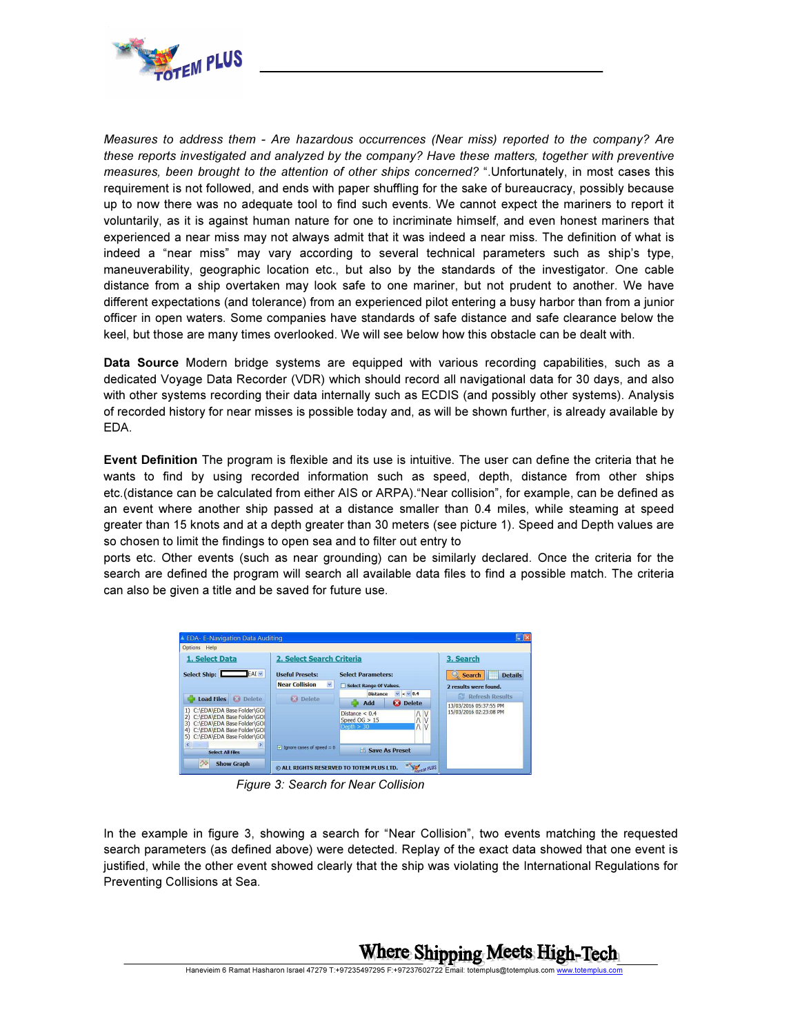*Measures to address them - Are hazardous occurrences (Near miss) reported to the company? Are these reports investigated and analyzed by the company? Have these matters, together with preventive measures, been brought to the attention of other ships concerned?* ".Unfortunately, in most cases this requirement is not followed, and ends with paper shuffling for the sake of bureaucracy, possibly because up to now there was no adequate tool to find such events. We cannot expect the mariners to report it voluntarily, as it is against human nature for one to incriminate himself, and even honest mariners that experienced a near miss may not always admit that it was indeed a near miss. The definition of what is indeed a "near miss" may vary according to several technical parameters such as ship's type, maneuverability, geographic location etc., but also by the standards of the investigator. One cable distance from a ship overtaken may look safe to one mariner, but not prudent to another. We have different expectations (and tolerance) from an experienced pilot entering a busy harbor than from a junior officer in open waters. Some companies have standards of safe distance and safe clearance below the keel, but those are many times overlooked. We will see below how this obstacle can be dealt with.

**Data Source** Modern bridge systems are equipped with various recording capabilities, such as a dedicated Voyage Data Recorder (VDR) which should record all navigational data for 30 days, and also with other systems recording their data internally such as ECDIS (and possibly other systems). Analysis of recorded history for near misses is possible today and, as will be shown further, is already available by EDA.

**Event Definition** The program is flexible and its use is intuitive. The user can define the criteria that he wants to find by using recorded information such as speed, depth, distance from other ships etc.(distance can be calculated from either AIS or ARPA)."Near collision", for example, can be defined as an event where another ship passed at a distance smaller than 0.4 miles, while steaming at speed greater than 15 knots and at a depth greater than 30 meters (see picture 1). Speed and Depth values are so chosen to limit the findings to open sea and to filter out entry to
ports etc. Other events (such as near grounding) can be similarly declared. Once the criteria for the search are defined the program will search all available data files to find a possible match. The criteria can also be given a title and be saved for future use.

*Figure 3: Search for Near Collision*

In the example in figure 3, showing a search for "Near Collision", two events matching the requested search parameters (as defined above) were detected. Replay of the exact data showed that one event is justified, while the other event showed clearly that the ship was violating the International Regulations for Preventing Collisions at Sea.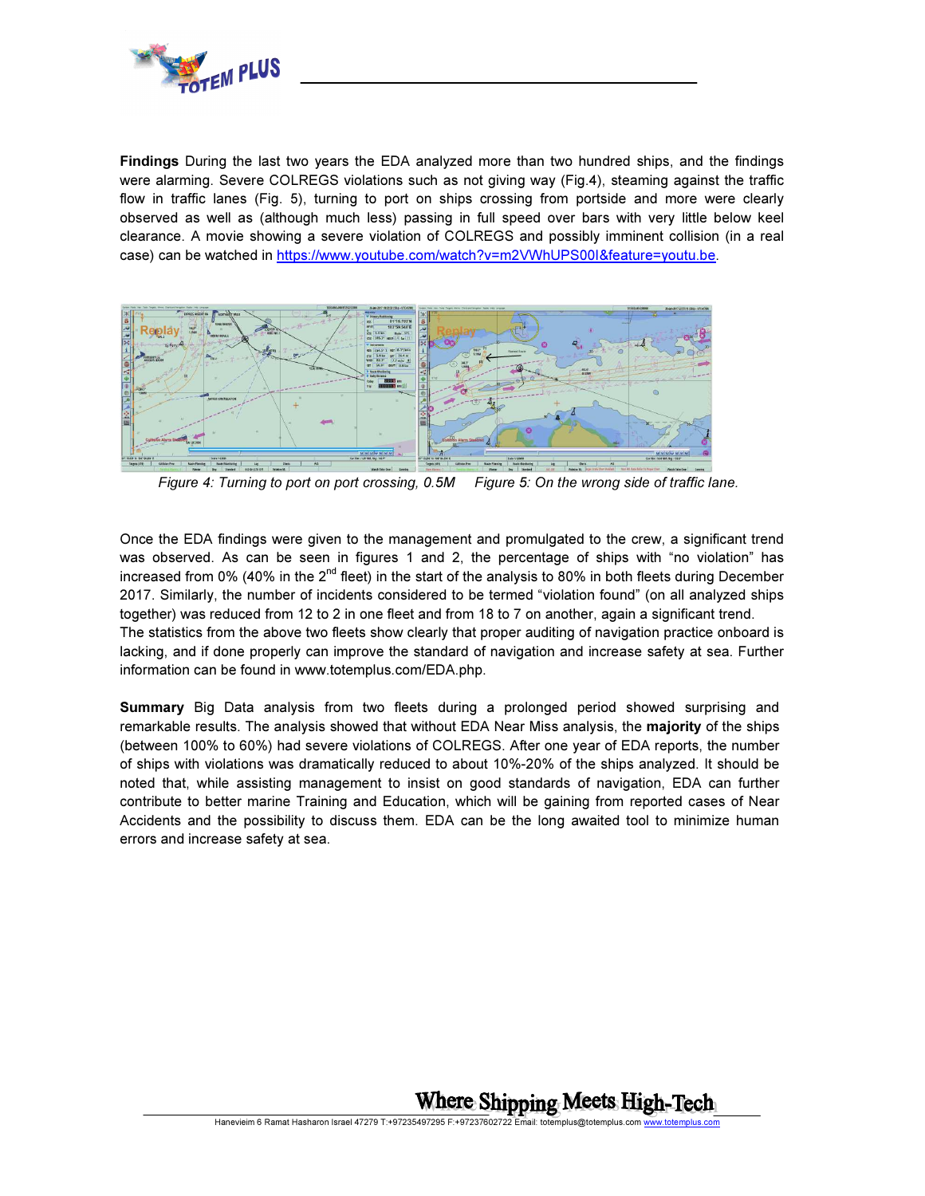**Findings** During the last two years the EDA analyzed more than two hundred ships, and the findings were alarming. Severe COLREGS violations such as not giving way (Fig.4), steaming against the traffic flow in traffic lanes (Fig. 5), turning to port on ships crossing from portside and more were clearly observed as well as (although much less) passing in full speed over bars with very little below keel clearance. A movie showing a severe violation of COLREGS and possibly imminent collision (in a real case) can be watched in [https://www.youtube.com/watch?v=m2VWhUPS00I&feature=youtu.be](https://www.youtube.com/watch?v=m2VWhUPS00I&feature=youtu.be).

*Figure 4: Turning to port on port crossing, 0.5M*

*Figure 5: On the wrong side of traffic lane.*

Once the EDA findings were given to the management and promulgated to the crew, a significant trend was observed. As can be seen in figures 1 and 2, the percentage of ships with "no violation" has increased from 0% (40% in the 2nd fleet) in the start of the analysis to 80% in both fleets during December 2017. Similarly, the number of incidents considered to be termed "violation found" (on all analyzed ships together) was reduced from 12 to 2 in one fleet and from 18 to 7 on another, again a significant trend.
The statistics from the above two fleets show clearly that proper auditing of navigation practice onboard is lacking, and if done properly can improve the standard of navigation and increase safety at sea. Further information can be found in www.totemplus.com/EDA.php.

**Summary** Big Data analysis from two fleets during a prolonged period showed surprising and remarkable results. The analysis showed that without EDA Near Miss analysis, the **majority** of the ships (between 100% to 60%) had severe violations of COLREGS. After one year of EDA reports, the number of ships with violations was dramatically reduced to about 10%-20% of the ships analyzed. It should be noted that, while assisting management to insist on good standards of navigation, EDA can further contribute to better marine Training and Education, which will be gaining from reported cases of Near Accidents and the possibility to discuss them. EDA can be the long awaited tool to minimize human errors and increase safety at sea.